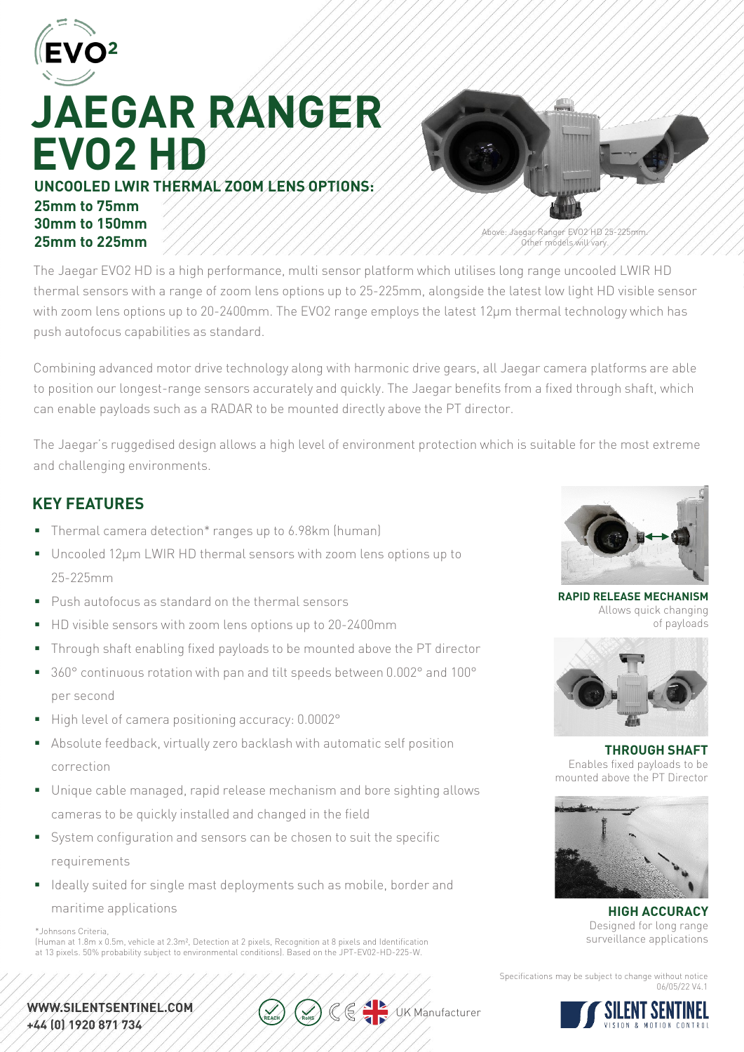# JAEGAR RANGER EVO2 HD

**UNCOOLED LWIR THERMAL ZOOM LENS OPTIONS:**

**25mm to 75mm**
**30mm to 150mm**
**25mm to 225mm**

Above: Jaegar Ranger EVO2 HD 25-225mm. Other models will vary.

The Jaegar EVO2 HD is a high performance, multi sensor platform which utilises long range uncooled LWIR HD thermal sensors with a range of zoom lens options up to 25-225mm, alongside the latest low light HD visible sensor with zoom lens options up to 20-2400mm. The EVO2 range employs the latest 12µm thermal technology which has push autofocus capabilities as standard.

Combining advanced motor drive technology along with harmonic drive gears, all Jaegar camera platforms are able to position our longest-range sensors accurately and quickly. The Jaegar benefits from a fixed through shaft, which can enable payloads such as a RADAR to be mounted directly above the PT director.

The Jaegar's ruggedised design allows a high level of environment protection which is suitable for the most extreme and challenging environments.

## KEY FEATURES

- Thermal camera detection* ranges up to 6.98km (human)
- Uncooled 12µm LWIR HD thermal sensors with zoom lens options up to 25-225mm
- Push autofocus as standard on the thermal sensors
- HD visible sensors with zoom lens options up to 20-2400mm
- Through shaft enabling fixed payloads to be mounted above the PT director
- 360° continuous rotation with pan and tilt speeds between 0.002° and 100° per second
- High level of camera positioning accuracy: 0.0002°
- Absolute feedback, virtually zero backlash with automatic self position correction
- Unique cable managed, rapid release mechanism and bore sighting allows cameras to be quickly installed and changed in the field
- System configuration and sensors can be chosen to suit the specific requirements
- Ideally suited for single mast deployments such as mobile, border and maritime applications

*Johnsons Criteria,
(Human at 1.8m x 0.5m, vehicle at 2.3m², Detection at 2 pixels, Recognition at 8 pixels and Identification at 13 pixels. 50% probability subject to environmental conditions). Based on the JPT-EV02-HD-225-W.

**RAPID RELEASE MECHANISM**
Allows quick changing of payloads

**THROUGH SHAFT**
Enables fixed payloads to be mounted above the PT Director

**HIGH ACCURACY**
Designed for long range surveillance applications

Specifications may be subject to change without notice
06/05/22 V4.1

**WWW.SILENTSENTINEL.COM**
**+44 (0) 1920 871 734**

UK Manufacturer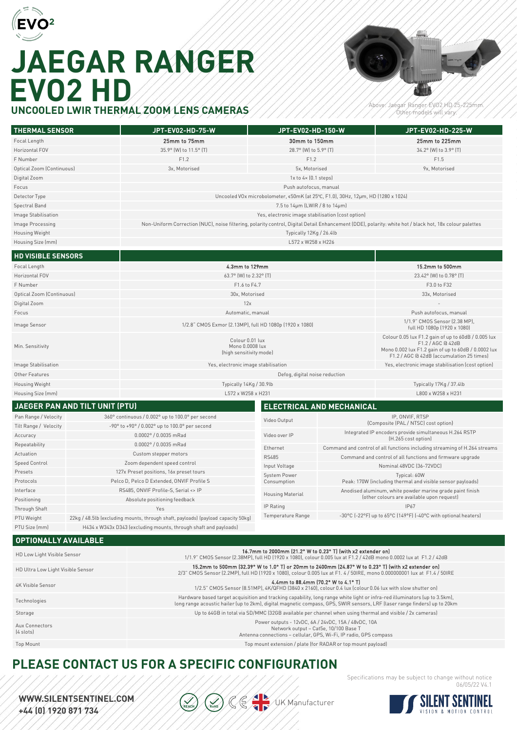EVO²

# JAEGAR RANGER EVO2 HD

## UNCOOLED LWIR THERMAL ZOOM LENS CAMERAS

Above: Jaegar Ranger EVO2 HD 25-225mm. Other models will vary.

| THERMAL SENSOR | JPT-EV02-HD-75-W | JPT-EV02-HD-150-W | JPT-EV02-HD-225-W |
|---|---|---|---|
| Focal Length | 25mm to 75mm | 30mm to 150mm | 25mm to 225mm |
| Horizontal FOV | 35.9° (W) to 11.5° (T) | 28.7° (W) to 5.9° (T) | 34.2° (W) to 3.9° (T) |
| F Number | F1.2 | F1.2 | F1.5 |
| Optical Zoom (Continuous) | 3x, Motorised | 5x, Motorised | 9x, Motorised |
| Digital Zoom | 1x to 4x (0.1 steps) | | |
| Focus | Push autofocus, manual | | |
| Detector Type | Uncooled VOx microbolometer, ≤50mK (at 25°C, F1.0), 30Hz, 12μm, HD (1280 x 1024) | | |
| Spectral Band | 7.5 to 14μm (LWIR / 8 to 14μm) | | |
| Image Stabilisation | Yes, electronic image stabilisation (cost option) | | |
| Image Processing | Non-Uniform Correction (NUC), noise filtering, polarity control, Digital Detail Enhancement (DDE), polarity: white hot / black hot, 18x colour palettes | | |
| Housing Weight | Typically 12Kg / 26.4lb | | |
| Housing Size (mm) | L572 x W258 x H226 | | |

| HD VISIBLE SENSORS | | |
|---|---|---|
| Focal Length | 4.3mm to 129mm | 15.2mm to 500mm |
| Horizontal FOV | 63.7° (W) to 2.32° (T) | 23.42° (W) to 0.78° (T) |
| F Number | F1.6 to F4.7 | F3.0 to F32 |
| Optical Zoom (Continuous) | 30x, Motorised | 33x, Motorised |
| Digital Zoom | 12x | - |
| Focus | Automatic, manual | Push autofocus, manual |
| Image Sensor | 1/2.8" CMOS Exmor (2.13MP), full HD 1080p (1920 x 1080) | 1/1.9" CMOS Sensor (2.38 MP), full HD 1080p (1920 x 1080) |
| Min. Sensitivity | Colour 0.01 lux<br>Mono 0.0008 lux<br>(high sensitivity mode) | Colour 0.05 lux F1.2 gain of up to 60dB / 0.005 lux F1.2 / AGC @ 42dB<br>Mono 0.002 lux F1.2 gain of up to 60dB / 0.0002 lux F1.2 / AGC @ 42dB (accumulation 25 times) |
| Image Stabilisation | Yes, electronic image stabilisation | Yes, electronic image stabilisation (cost option) |
| Other Features | Defog, digital noise reduction | |
| Housing Weight | Typically 14Kg / 30.9lb | Typically 17Kg / 37.4lb |
| Housing Size (mm) | L572 x W258 x H231 | L800 x W258 x H231 |

## JAEGER PAN AND TILT UNIT (PTU)

| | |
|---|---|
| Pan Range / Velocity | 360° continuous / 0.002° up to 100.0° per second |
| Tilt Range / Velocity | -90° to +90° / 0.002° up to 100.0° per second |
| Accuracy | 0.0002° / 0.0035 mRad |
| Repeatability | 0.0002° / 0.0035 mRad |
| Actuation | Custom stepper motors |
| Speed Control | Zoom dependent speed control |
| Presets | 127x Preset positions, 16x preset tours |
| Protocols | Pelco D, Pelco D Extended, ONVIF Profile S |
| Interface | RS485, ONVIF Profile-S, Serial <> IP |
| Positioning | Absolute positioning feedback |
| Through Shaft | Yes |
| PTU Weight | 22kg / 48.5lb (excluding mounts, through shaft, payloads) (payload capacity 50kg) |
| PTU Size (mm) | H434 x W343x D343 (excluding mounts, through shaft and payloads) |

## ELECTRICAL AND MECHANICAL

| | |
|---|---|
| Video Output | IP, ONVIF, RTSP<br>(Composite (PAL / NTSC) cost option) |
| Video over IP | Integrated IP encoders provide simultaneous H.264 RSTP (H.265 cost option) |
| Ethernet | Command and control of all functions including streaming of H.264 streams |
| RS485 | Command and control of all functions and firmware upgrade |
| Input Voltage | Nominal 48VDC (36-72VDC) |
| System Power Consumption | Typical: 60W<br>Peak: 170W (including thermal and visible sensor payloads) |
| Housing Material | Anodised aluminum, white powder marine grade paint finish (other colours are available upon request) |
| IP Rating | IP67 |
| Temperature Range | -30°C (-22°F) up to 65°C (149°F) (-40°C with optional heaters) |

## OPTIONALLY AVAILABLE

| | |
|---|---|
| HD Low Light Visible Sensor | **16.7mm to 2000mm (21.2° W to 0.23° T) (with x2 extender on)**<br>1/1.9" CMOS Sensor (2.38MP), full HD (1920 x 1080), colour 0.005 lux at F1.2 / 42dB mono 0.0002 lux at F1.2 / 42dB |
| HD Ultra Low Light Visible Sensor | **15.2mm to 500mm (32.39° W to 1.0° T) or 20mm to 2400mm (24.87° W to 0.23° T) (with x2 extender on)**<br>2/3" CMOS Sensor (2.2MP), full HD (1920 x 1080), colour 0.005 lux at F1. 4 / 50IRE, mono 0.000000001 lux at F1.4 / 50IRE |
| 4K Visible Sensor | **4.4mm to 88.4mm (70.2° W to 4.1° T)**<br>1/2.5" CMOS Sensor (8.51MP), 4K/QFHD (3840 x 2160), colour 0.4 lux (colour 0.06 lux with slow shutter on) |
| Technologies | Hardware based target acquisition and tracking capability, long range white light or infra-red illuminators (up to 3.5km), long range acoustic hailer (up to 2km), digital magnetic compass, GPS, SWIR sensors, LRF (laser range finders) up to 20km |
| Storage | Up to 64GB in total via SD/MMC (32GB available per channel when using thermal and visible / 2x cameras) |
| Aux Connectors (4 slots) | Power outputs - 12vDC, 6A / 24vDC, 15A / 48vDC, 10A<br>Network output – Cat5e, 10/100 Base T<br>Antenna connections – cellular, GPS, Wi-Fi, IP radio, GPS compass |
| Top Mount | Top mount extension / plate (for RADAR or top mount payload) |

# PLEASE CONTACT US FOR A SPECIFIC CONFIGURATION

Specifications may be subject to change without notice
06/05/22 V4.1

**WWW.SILENTSENTINEL.COM**
**+44 (0) 1920 871 734**

REACH RoHS CE UK Manufacturer

SILENT SENTINEL
VISION & MOTION CONTROL